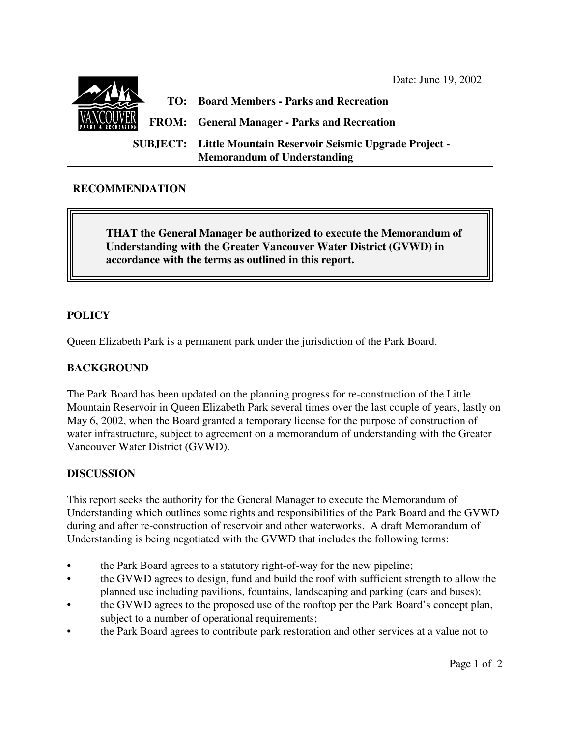Date: June 19, 2002

**TO:** Board Members - Parks and Recreation

**FROM:** General Manager - Parks and Recreation

**SUBJECT:** Little Mountain Reservoir Seismic Upgrade Project - Memorandum of Understanding

## RECOMMENDATION

**THAT the General Manager be authorized to execute the Memorandum of Understanding with the Greater Vancouver Water District (GVWD) in accordance with the terms as outlined in this report.**

## POLICY

Queen Elizabeth Park is a permanent park under the jurisdiction of the Park Board.

## BACKGROUND

The Park Board has been updated on the planning progress for re-construction of the Little Mountain Reservoir in Queen Elizabeth Park several times over the last couple of years, lastly on May 6, 2002, when the Board granted a temporary license for the purpose of construction of water infrastructure, subject to agreement on a memorandum of understanding with the Greater Vancouver Water District (GVWD).

## DISCUSSION

This report seeks the authority for the General Manager to execute the Memorandum of Understanding which outlines some rights and responsibilities of the Park Board and the GVWD during and after re-construction of reservoir and other waterworks. A draft Memorandum of Understanding is being negotiated with the GVWD that includes the following terms:

- the Park Board agrees to a statutory right-of-way for the new pipeline;
- the GVWD agrees to design, fund and build the roof with sufficient strength to allow the planned use including pavilions, fountains, landscaping and parking (cars and buses);
- the GVWD agrees to the proposed use of the rooftop per the Park Board's concept plan, subject to a number of operational requirements;
- the Park Board agrees to contribute park restoration and other services at a value not to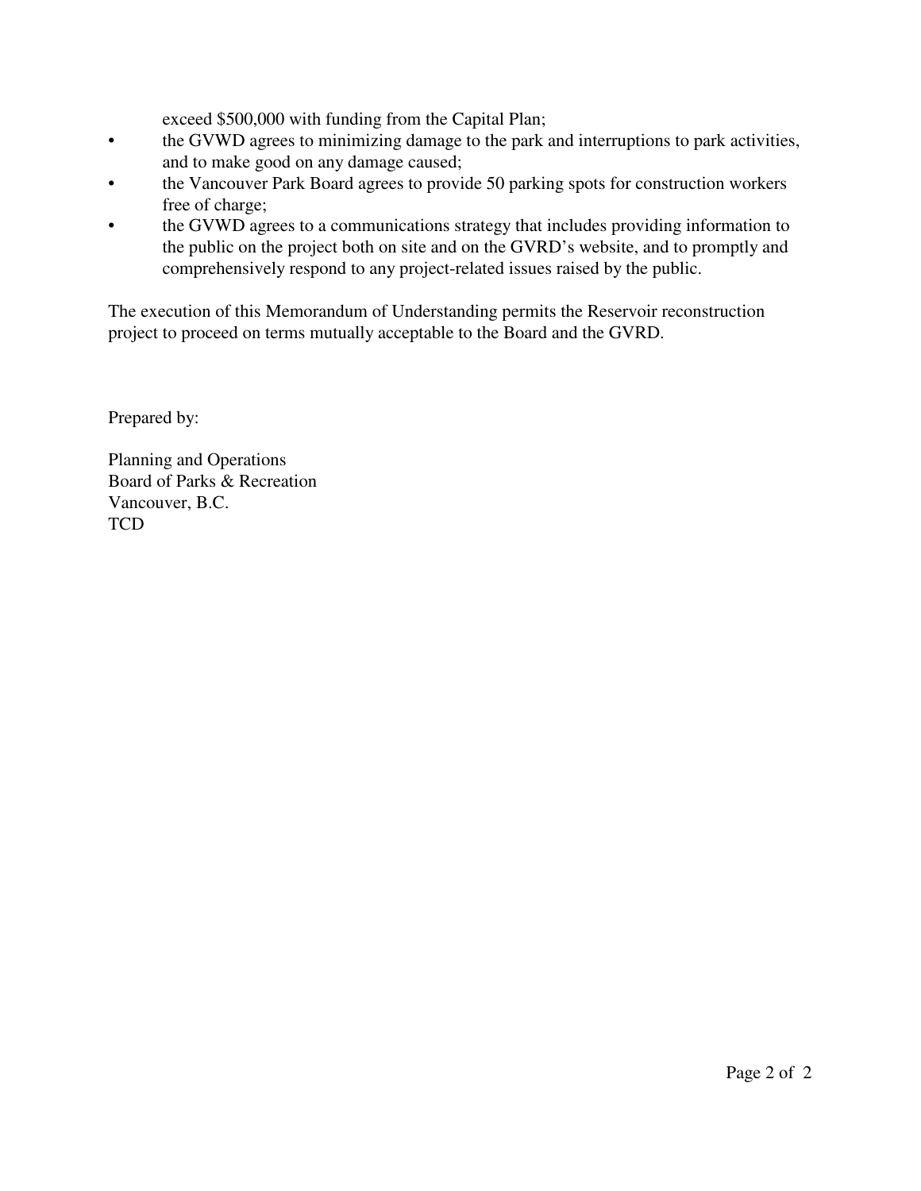exceed $500,000 with funding from the Capital Plan;

- the GVWD agrees to minimizing damage to the park and interruptions to park activities, and to make good on any damage caused;
- the Vancouver Park Board agrees to provide 50 parking spots for construction workers free of charge;
- the GVWD agrees to a communications strategy that includes providing information to the public on the project both on site and on the GVRD's website, and to promptly and comprehensively respond to any project-related issues raised by the public.

The execution of this Memorandum of Understanding permits the Reservoir reconstruction project to proceed on terms mutually acceptable to the Board and the GVRD.

Prepared by:

Planning and Operations
Board of Parks & Recreation
Vancouver, B.C.
TCD